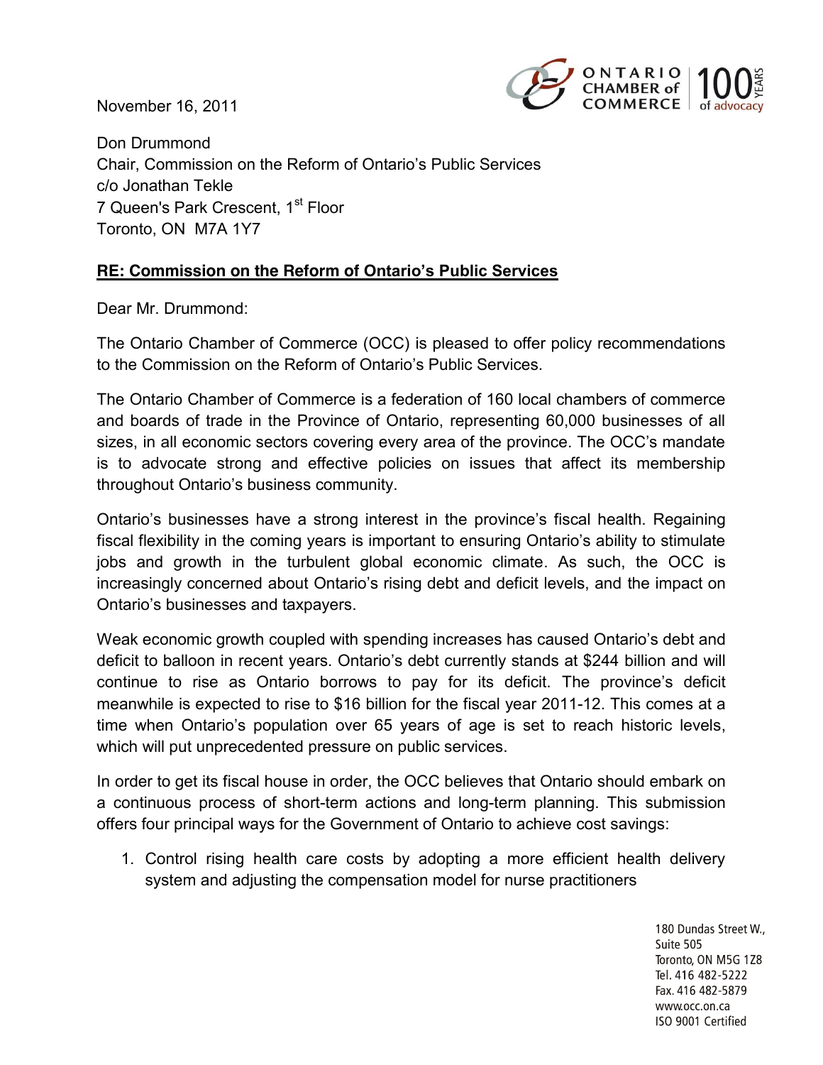November 16, 2011

Don Drummond
Chair, Commission on the Reform of Ontario's Public Services
c/o Jonathan Tekle
7 Queen's Park Crescent, 1st Floor
Toronto, ON M7A 1Y7

**RE: Commission on the Reform of Ontario's Public Services**

Dear Mr. Drummond:

The Ontario Chamber of Commerce (OCC) is pleased to offer policy recommendations to the Commission on the Reform of Ontario's Public Services.

The Ontario Chamber of Commerce is a federation of 160 local chambers of commerce and boards of trade in the Province of Ontario, representing 60,000 businesses of all sizes, in all economic sectors covering every area of the province. The OCC's mandate is to advocate strong and effective policies on issues that affect its membership throughout Ontario's business community.

Ontario's businesses have a strong interest in the province's fiscal health. Regaining fiscal flexibility in the coming years is important to ensuring Ontario's ability to stimulate jobs and growth in the turbulent global economic climate. As such, the OCC is increasingly concerned about Ontario's rising debt and deficit levels, and the impact on Ontario's businesses and taxpayers.

Weak economic growth coupled with spending increases has caused Ontario's debt and deficit to balloon in recent years. Ontario's debt currently stands at $244 billion and will continue to rise as Ontario borrows to pay for its deficit. The province's deficit meanwhile is expected to rise to $16 billion for the fiscal year 2011-12. This comes at a time when Ontario's population over 65 years of age is set to reach historic levels, which will put unprecedented pressure on public services.

In order to get its fiscal house in order, the OCC believes that Ontario should embark on a continuous process of short-term actions and long-term planning. This submission offers four principal ways for the Government of Ontario to achieve cost savings:

1. Control rising health care costs by adopting a more efficient health delivery system and adjusting the compensation model for nurse practitioners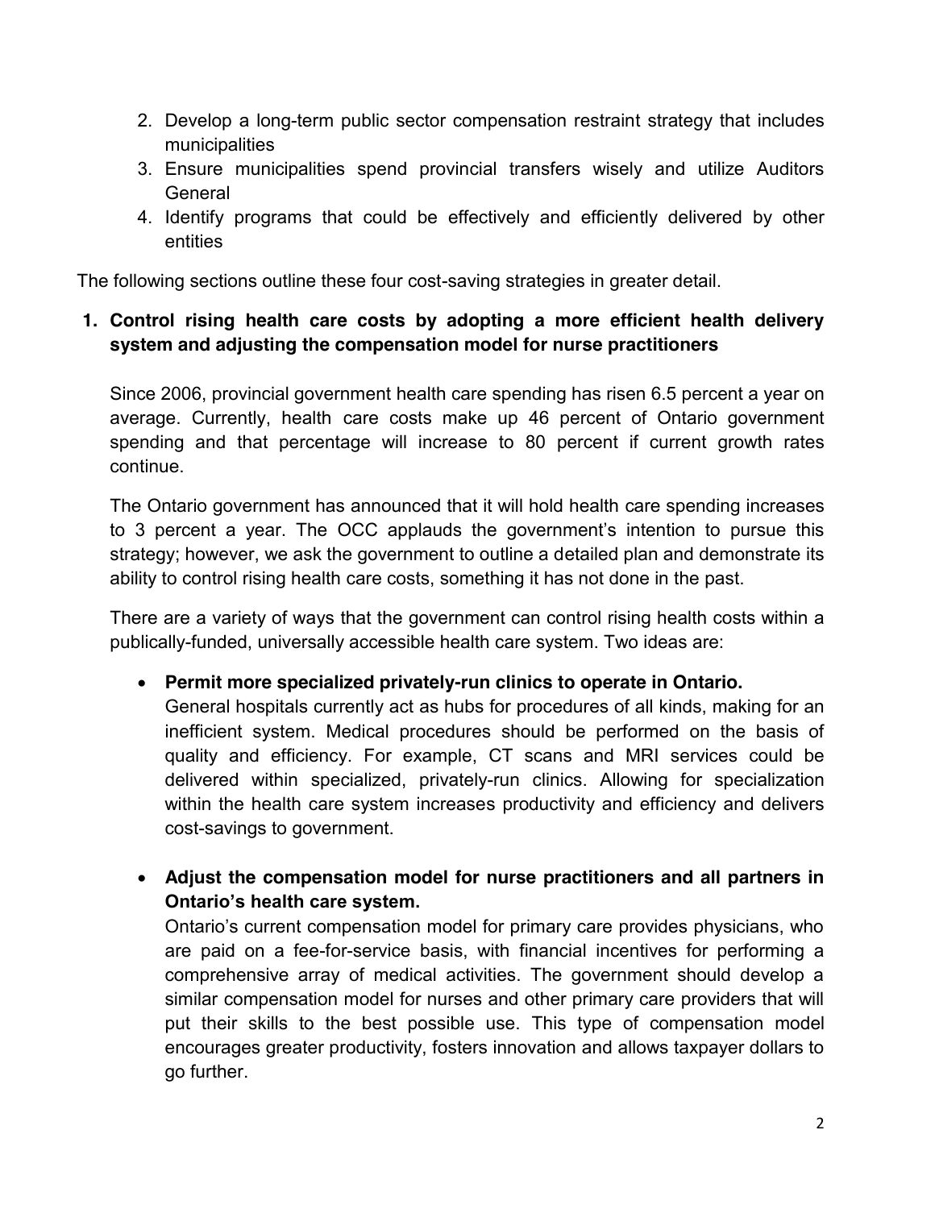2. Develop a long-term public sector compensation restraint strategy that includes municipalities
3. Ensure municipalities spend provincial transfers wisely and utilize Auditors General
4. Identify programs that could be effectively and efficiently delivered by other entities

The following sections outline these four cost-saving strategies in greater detail.

**1. Control rising health care costs by adopting a more efficient health delivery system and adjusting the compensation model for nurse practitioners**

Since 2006, provincial government health care spending has risen 6.5 percent a year on average. Currently, health care costs make up 46 percent of Ontario government spending and that percentage will increase to 80 percent if current growth rates continue.

The Ontario government has announced that it will hold health care spending increases to 3 percent a year. The OCC applauds the government's intention to pursue this strategy; however, we ask the government to outline a detailed plan and demonstrate its ability to control rising health care costs, something it has not done in the past.

There are a variety of ways that the government can control rising health costs within a publically-funded, universally accessible health care system. Two ideas are:

- **Permit more specialized privately-run clinics to operate in Ontario.**
  General hospitals currently act as hubs for procedures of all kinds, making for an inefficient system. Medical procedures should be performed on the basis of quality and efficiency. For example, CT scans and MRI services could be delivered within specialized, privately-run clinics. Allowing for specialization within the health care system increases productivity and efficiency and delivers cost-savings to government.

- **Adjust the compensation model for nurse practitioners and all partners in Ontario's health care system.**
  Ontario's current compensation model for primary care provides physicians, who are paid on a fee-for-service basis, with financial incentives for performing a comprehensive array of medical activities. The government should develop a similar compensation model for nurses and other primary care providers that will put their skills to the best possible use. This type of compensation model encourages greater productivity, fosters innovation and allows taxpayer dollars to go further.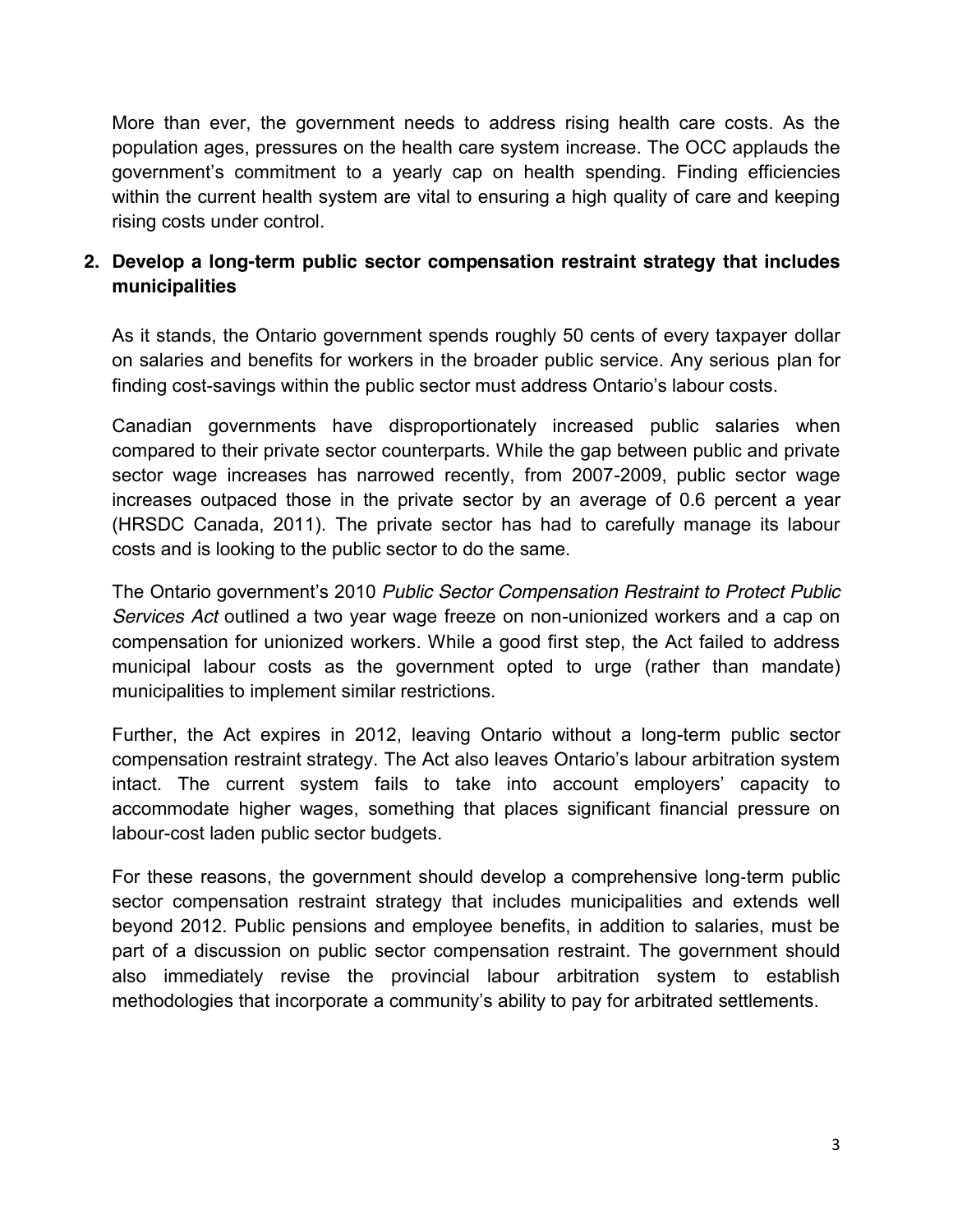More than ever, the government needs to address rising health care costs. As the population ages, pressures on the health care system increase. The OCC applauds the government's commitment to a yearly cap on health spending. Finding efficiencies within the current health system are vital to ensuring a high quality of care and keeping rising costs under control.

2. **Develop a long-term public sector compensation restraint strategy that includes municipalities**

   As it stands, the Ontario government spends roughly 50 cents of every taxpayer dollar on salaries and benefits for workers in the broader public service. Any serious plan for finding cost-savings within the public sector must address Ontario's labour costs.

   Canadian governments have disproportionately increased public salaries when compared to their private sector counterparts. While the gap between public and private sector wage increases has narrowed recently, from 2007-2009, public sector wage increases outpaced those in the private sector by an average of 0.6 percent a year (HRSDC Canada, 2011). The private sector has had to carefully manage its labour costs and is looking to the public sector to do the same.

   The Ontario government's 2010 *Public Sector Compensation Restraint to Protect Public Services Act* outlined a two year wage freeze on non-unionized workers and a cap on compensation for unionized workers. While a good first step, the Act failed to address municipal labour costs as the government opted to urge (rather than mandate) municipalities to implement similar restrictions.

   Further, the Act expires in 2012, leaving Ontario without a long-term public sector compensation restraint strategy. The Act also leaves Ontario's labour arbitration system intact. The current system fails to take into account employers' capacity to accommodate higher wages, something that places significant financial pressure on labour-cost laden public sector budgets.

   For these reasons, the government should develop a comprehensive long-term public sector compensation restraint strategy that includes municipalities and extends well beyond 2012. Public pensions and employee benefits, in addition to salaries, must be part of a discussion on public sector compensation restraint. The government should also immediately revise the provincial labour arbitration system to establish methodologies that incorporate a community's ability to pay for arbitrated settlements.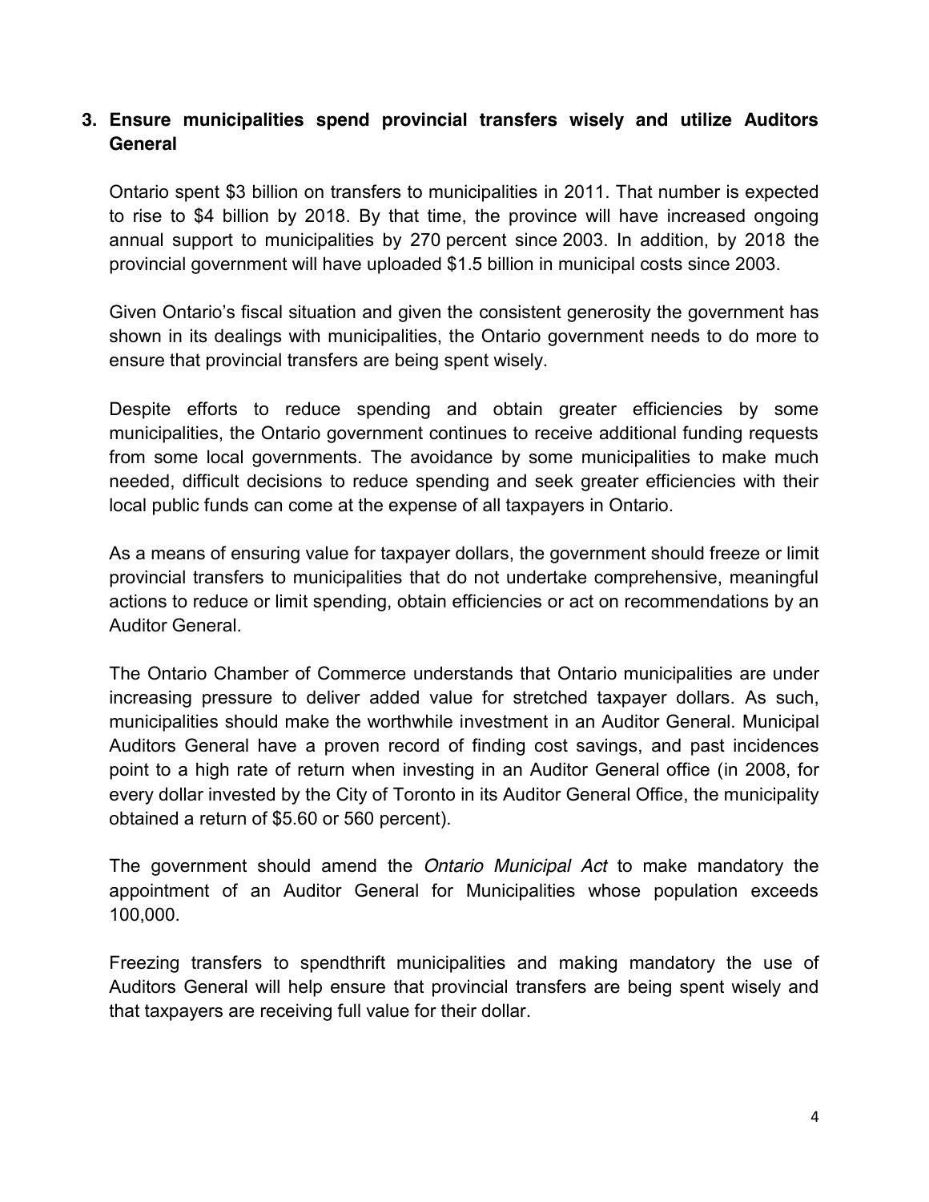### 3. Ensure municipalities spend provincial transfers wisely and utilize Auditors General

Ontario spent $3 billion on transfers to municipalities in 2011. That number is expected to rise to $4 billion by 2018. By that time, the province will have increased ongoing annual support to municipalities by 270 percent since 2003. In addition, by 2018 the provincial government will have uploaded $1.5 billion in municipal costs since 2003.

Given Ontario's fiscal situation and given the consistent generosity the government has shown in its dealings with municipalities, the Ontario government needs to do more to ensure that provincial transfers are being spent wisely.

Despite efforts to reduce spending and obtain greater efficiencies by some municipalities, the Ontario government continues to receive additional funding requests from some local governments. The avoidance by some municipalities to make much needed, difficult decisions to reduce spending and seek greater efficiencies with their local public funds can come at the expense of all taxpayers in Ontario.

As a means of ensuring value for taxpayer dollars, the government should freeze or limit provincial transfers to municipalities that do not undertake comprehensive, meaningful actions to reduce or limit spending, obtain efficiencies or act on recommendations by an Auditor General.

The Ontario Chamber of Commerce understands that Ontario municipalities are under increasing pressure to deliver added value for stretched taxpayer dollars. As such, municipalities should make the worthwhile investment in an Auditor General. Municipal Auditors General have a proven record of finding cost savings, and past incidences point to a high rate of return when investing in an Auditor General office (in 2008, for every dollar invested by the City of Toronto in its Auditor General Office, the municipality obtained a return of $5.60 or 560 percent).

The government should amend the *Ontario Municipal Act* to make mandatory the appointment of an Auditor General for Municipalities whose population exceeds 100,000.

Freezing transfers to spendthrift municipalities and making mandatory the use of Auditors General will help ensure that provincial transfers are being spent wisely and that taxpayers are receiving full value for their dollar.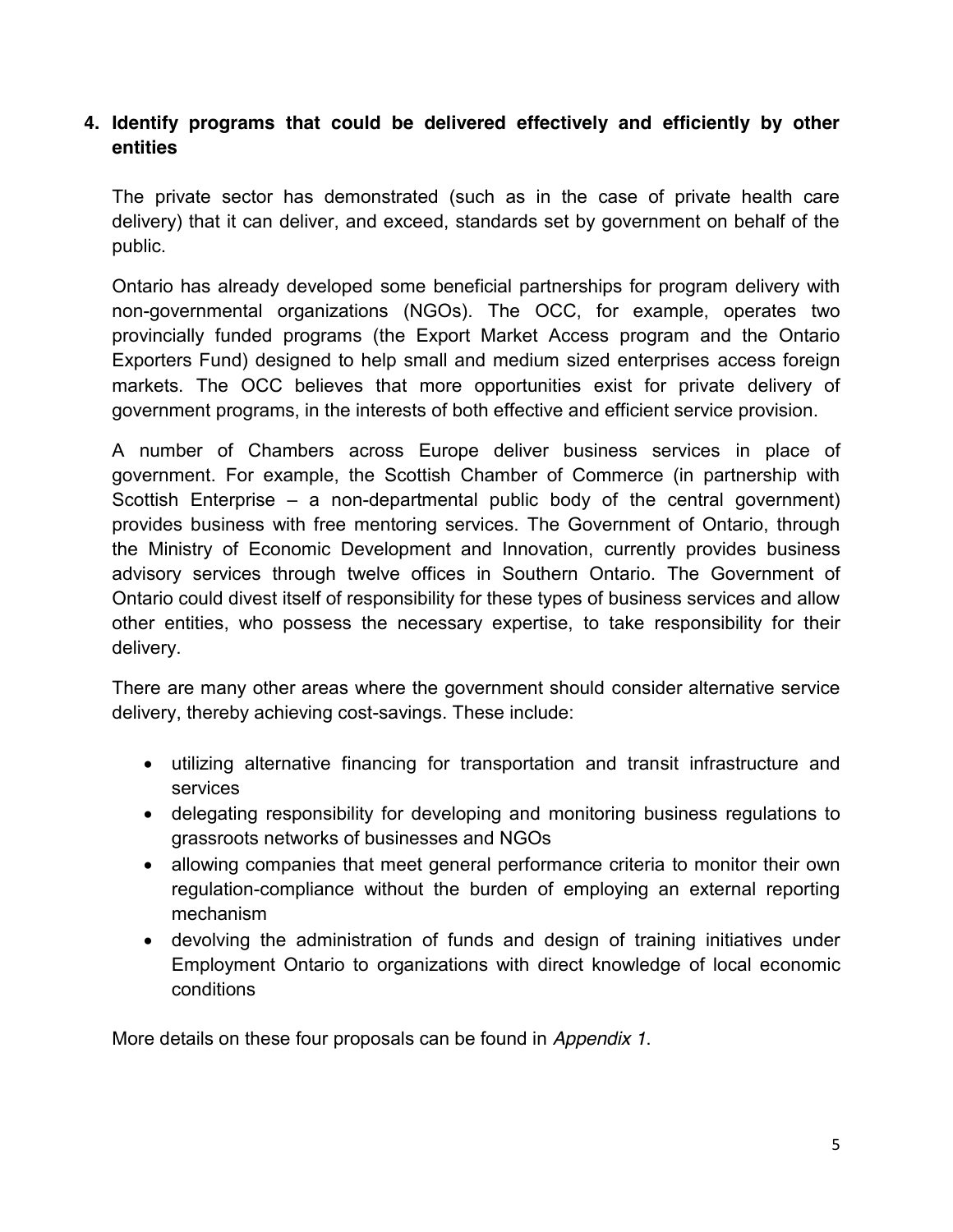## 4. Identify programs that could be delivered effectively and efficiently by other entities

The private sector has demonstrated (such as in the case of private health care delivery) that it can deliver, and exceed, standards set by government on behalf of the public.

Ontario has already developed some beneficial partnerships for program delivery with non-governmental organizations (NGOs). The OCC, for example, operates two provincially funded programs (the Export Market Access program and the Ontario Exporters Fund) designed to help small and medium sized enterprises access foreign markets. The OCC believes that more opportunities exist for private delivery of government programs, in the interests of both effective and efficient service provision.

A number of Chambers across Europe deliver business services in place of government. For example, the Scottish Chamber of Commerce (in partnership with Scottish Enterprise – a non-departmental public body of the central government) provides business with free mentoring services. The Government of Ontario, through the Ministry of Economic Development and Innovation, currently provides business advisory services through twelve offices in Southern Ontario. The Government of Ontario could divest itself of responsibility for these types of business services and allow other entities, who possess the necessary expertise, to take responsibility for their delivery.

There are many other areas where the government should consider alternative service delivery, thereby achieving cost-savings. These include:

- utilizing alternative financing for transportation and transit infrastructure and services
- delegating responsibility for developing and monitoring business regulations to grassroots networks of businesses and NGOs
- allowing companies that meet general performance criteria to monitor their own regulation-compliance without the burden of employing an external reporting mechanism
- devolving the administration of funds and design of training initiatives under Employment Ontario to organizations with direct knowledge of local economic conditions

More details on these four proposals can be found in *Appendix 1*.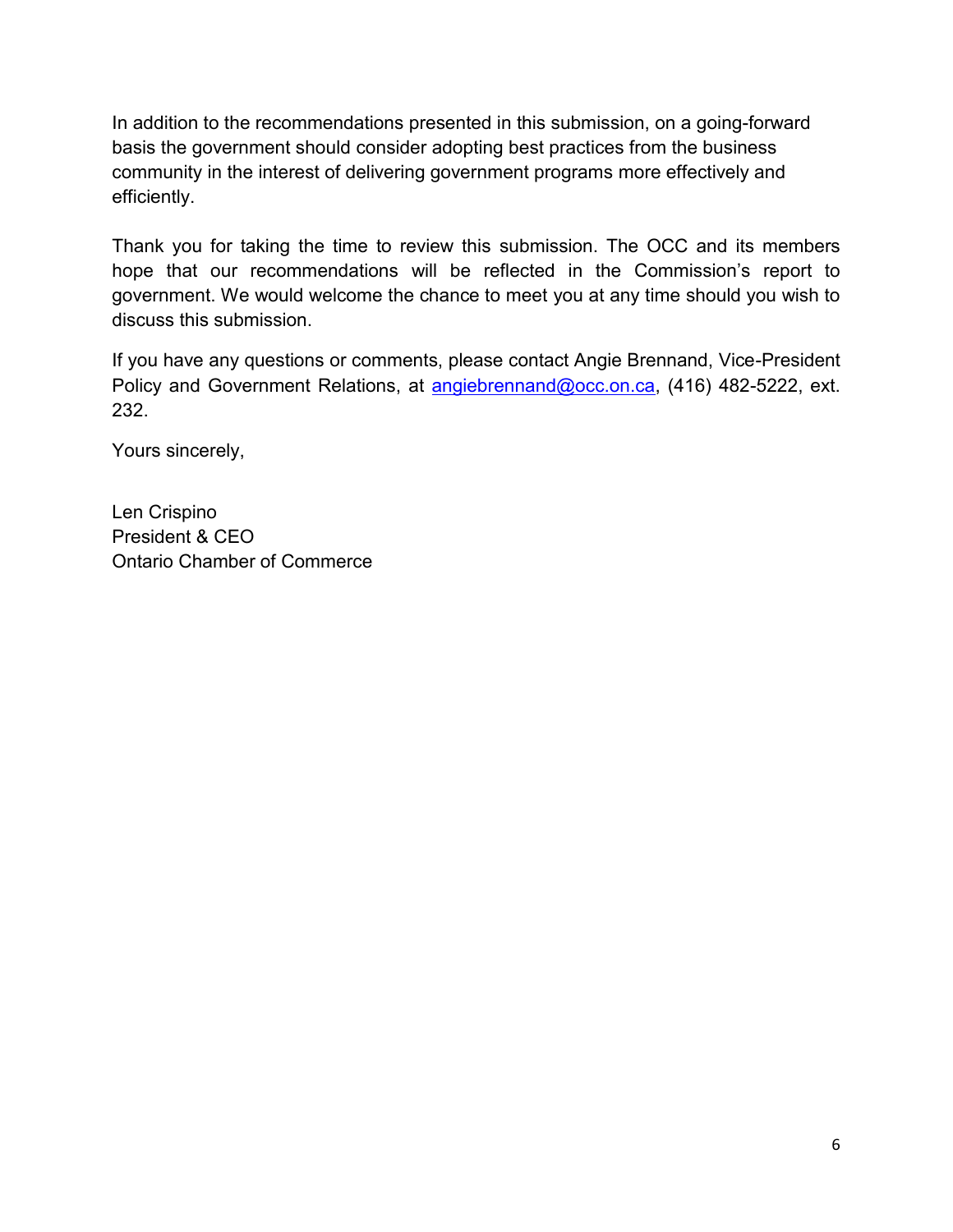In addition to the recommendations presented in this submission, on a going-forward basis the government should consider adopting best practices from the business community in the interest of delivering government programs more effectively and efficiently.

Thank you for taking the time to review this submission. The OCC and its members hope that our recommendations will be reflected in the Commission's report to government. We would welcome the chance to meet you at any time should you wish to discuss this submission.

If you have any questions or comments, please contact Angie Brennand, Vice-President Policy and Government Relations, at angiebrennand@occ.on.ca, (416) 482-5222, ext. 232.

Yours sincerely,

Len Crispino
President & CEO
Ontario Chamber of Commerce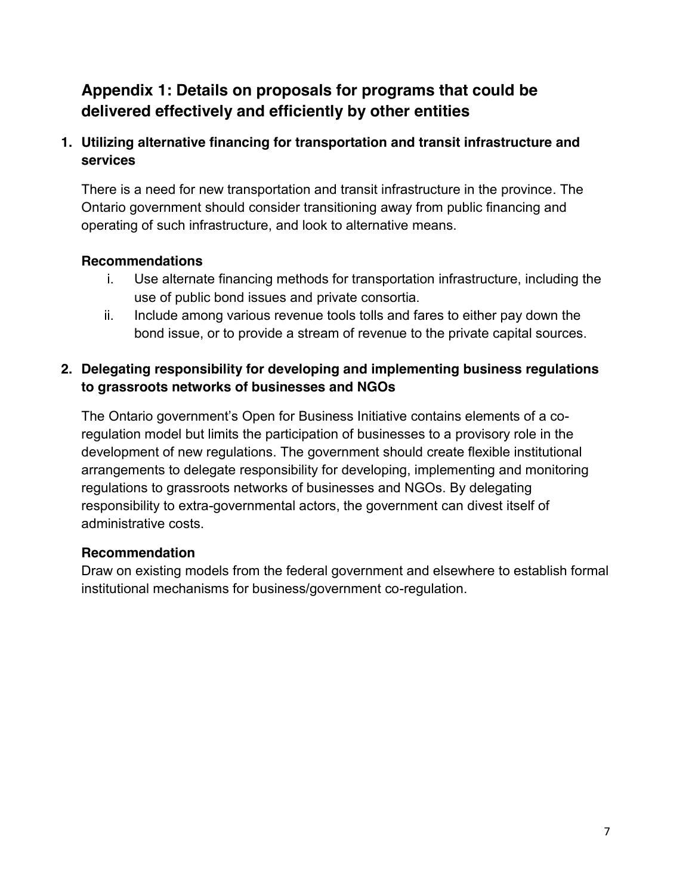## Appendix 1: Details on proposals for programs that could be delivered effectively and efficiently by other entities

### 1. Utilizing alternative financing for transportation and transit infrastructure and services

There is a need for new transportation and transit infrastructure in the province. The Ontario government should consider transitioning away from public financing and operating of such infrastructure, and look to alternative means.

#### Recommendations

i. Use alternate financing methods for transportation infrastructure, including the use of public bond issues and private consortia.

ii. Include among various revenue tools tolls and fares to either pay down the bond issue, or to provide a stream of revenue to the private capital sources.

### 2. Delegating responsibility for developing and implementing business regulations to grassroots networks of businesses and NGOs

The Ontario government's Open for Business Initiative contains elements of a co-regulation model but limits the participation of businesses to a provisory role in the development of new regulations. The government should create flexible institutional arrangements to delegate responsibility for developing, implementing and monitoring regulations to grassroots networks of businesses and NGOs. By delegating responsibility to extra-governmental actors, the government can divest itself of administrative costs.

#### Recommendation

Draw on existing models from the federal government and elsewhere to establish formal institutional mechanisms for business/government co-regulation.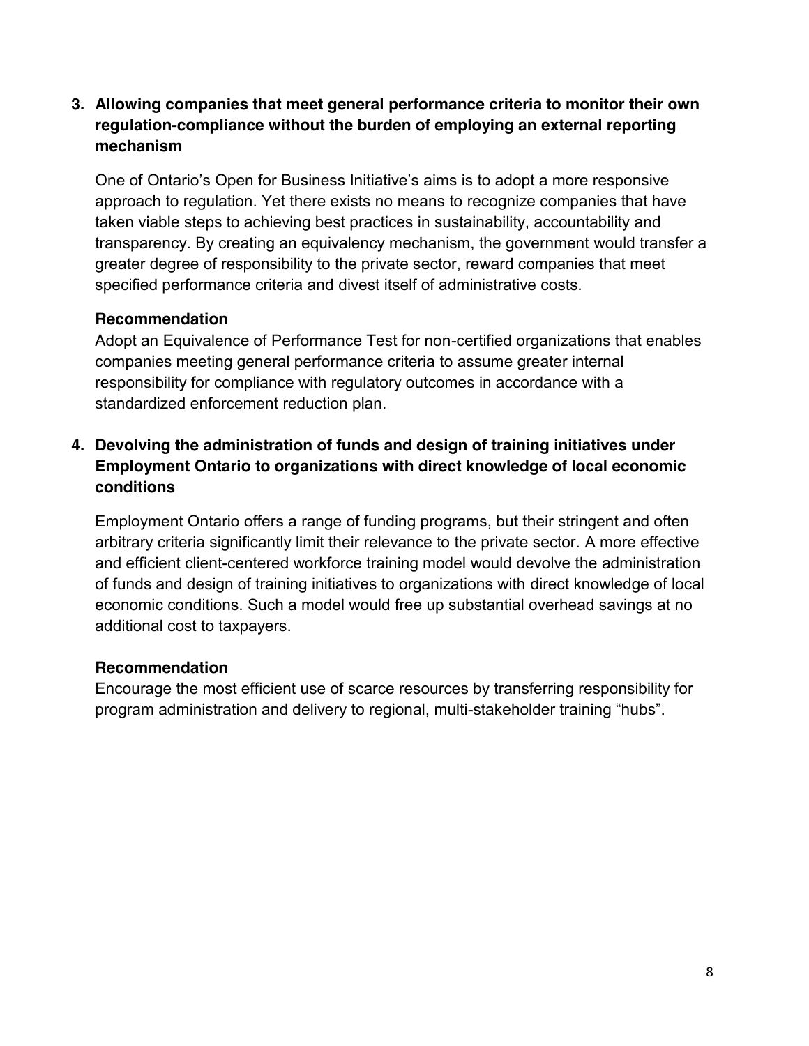3. **Allowing companies that meet general performance criteria to monitor their own regulation-compliance without the burden of employing an external reporting mechanism**

   One of Ontario's Open for Business Initiative's aims is to adopt a more responsive approach to regulation. Yet there exists no means to recognize companies that have taken viable steps to achieving best practices in sustainability, accountability and transparency. By creating an equivalency mechanism, the government would transfer a greater degree of responsibility to the private sector, reward companies that meet specified performance criteria and divest itself of administrative costs.

   **Recommendation**

   Adopt an Equivalence of Performance Test for non-certified organizations that enables companies meeting general performance criteria to assume greater internal responsibility for compliance with regulatory outcomes in accordance with a standardized enforcement reduction plan.

4. **Devolving the administration of funds and design of training initiatives under Employment Ontario to organizations with direct knowledge of local economic conditions**

   Employment Ontario offers a range of funding programs, but their stringent and often arbitrary criteria significantly limit their relevance to the private sector. A more effective and efficient client-centered workforce training model would devolve the administration of funds and design of training initiatives to organizations with direct knowledge of local economic conditions. Such a model would free up substantial overhead savings at no additional cost to taxpayers.

   **Recommendation**

   Encourage the most efficient use of scarce resources by transferring responsibility for program administration and delivery to regional, multi-stakeholder training "hubs".